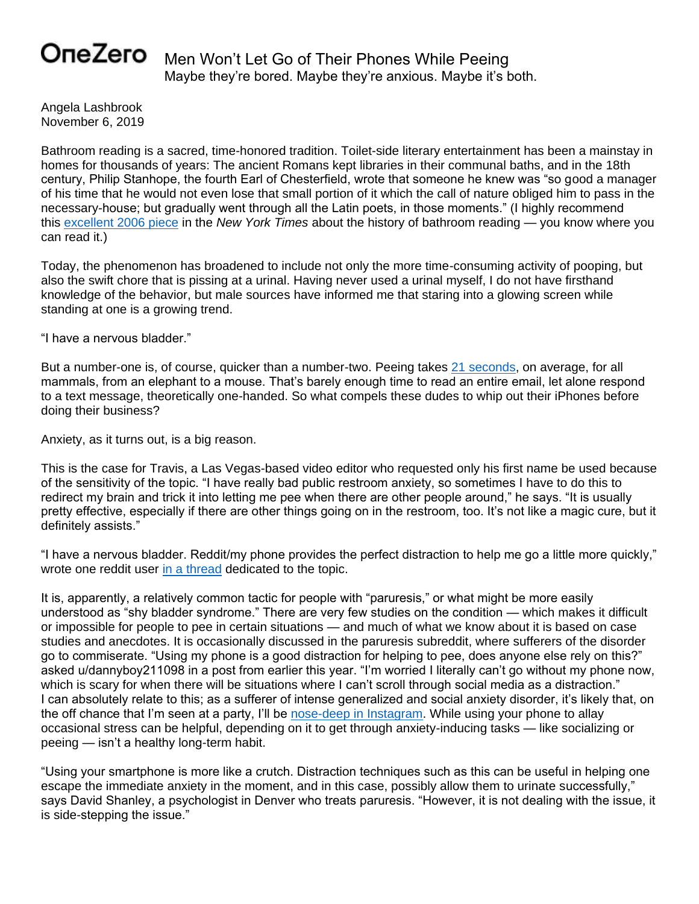**OneZero** Men Won't Let Go of Their Phones While Peeing

Maybe they're bored. Maybe they're anxious. Maybe it's both.

Angela Lashbrook
November 6, 2019

Bathroom reading is a sacred, time-honored tradition. Toilet-side literary entertainment has been a mainstay in homes for thousands of years: The ancient Romans kept libraries in their communal baths, and in the 18th century, Philip Stanhope, the fourth Earl of Chesterfield, wrote that someone he knew was "so good a manager of his time that he would not even lose that small portion of it which the call of nature obliged him to pass in the necessary-house; but gradually went through all the Latin poets, in those moments." (I highly recommend this [excellent 2006 piece] in the *New York Times* about the history of bathroom reading — you know where you can read it.)

Today, the phenomenon has broadened to include not only the more time-consuming activity of pooping, but also the swift chore that is pissing at a urinal. Having never used a urinal myself, I do not have firsthand knowledge of the behavior, but male sources have informed me that staring into a glowing screen while standing at one is a growing trend.

"I have a nervous bladder."

But a number-one is, of course, quicker than a number-two. Peeing takes [21 seconds], on average, for all mammals, from an elephant to a mouse. That's barely enough time to read an entire email, let alone respond to a text message, theoretically one-handed. So what compels these dudes to whip out their iPhones before doing their business?

Anxiety, as it turns out, is a big reason.

This is the case for Travis, a Las Vegas-based video editor who requested only his first name be used because of the sensitivity of the topic. "I have really bad public restroom anxiety, so sometimes I have to do this to redirect my brain and trick it into letting me pee when there are other people around," he says. "It is usually pretty effective, especially if there are other things going on in the restroom, too. It's not like a magic cure, but it definitely assists."

"I have a nervous bladder. Reddit/my phone provides the perfect distraction to help me go a little more quickly," wrote one reddit user [in a thread] dedicated to the topic.

It is, apparently, a relatively common tactic for people with "paruresis," or what might be more easily understood as "shy bladder syndrome." There are very few studies on the condition — which makes it difficult or impossible for people to pee in certain situations — and much of what we know about it is based on case studies and anecdotes. It is occasionally discussed in the paruresis subreddit, where sufferers of the disorder go to commiserate. "Using my phone is a good distraction for helping to pee, does anyone else rely on this?" asked u/dannyboy211098 in a post from earlier this year. "I'm worried I literally can't go without my phone now, which is scary for when there will be situations where I can't scroll through social media as a distraction." I can absolutely relate to this; as a sufferer of intense generalized and social anxiety disorder, it's likely that, on the off chance that I'm seen at a party, I'll be [nose-deep in Instagram]. While using your phone to allay occasional stress can be helpful, depending on it to get through anxiety-inducing tasks — like socializing or peeing — isn't a healthy long-term habit.

"Using your smartphone is more like a crutch. Distraction techniques such as this can be useful in helping one escape the immediate anxiety in the moment, and in this case, possibly allow them to urinate successfully," says David Shanley, a psychologist in Denver who treats paruresis. "However, it is not dealing with the issue, it is side-stepping the issue."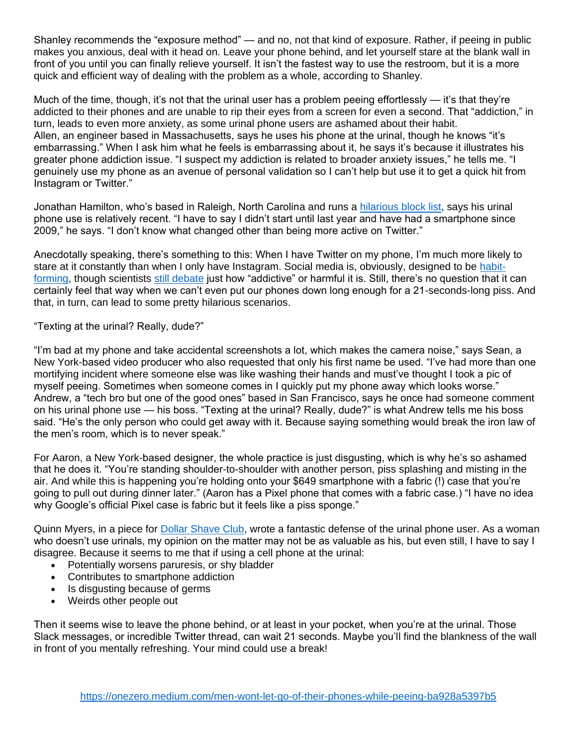Shanley recommends the "exposure method" — and no, not that kind of exposure. Rather, if peeing in public makes you anxious, deal with it head on. Leave your phone behind, and let yourself stare at the blank wall in front of you until you can finally relieve yourself. It isn't the fastest way to use the restroom, but it is a more quick and efficient way of dealing with the problem as a whole, according to Shanley.

Much of the time, though, it's not that the urinal user has a problem peeing effortlessly — it's that they're addicted to their phones and are unable to rip their eyes from a screen for even a second. That "addiction," in turn, leads to even more anxiety, as some urinal phone users are ashamed about their habit.
Allen, an engineer based in Massachusetts, says he uses his phone at the urinal, though he knows "it's embarrassing." When I ask him what he feels is embarrassing about it, he says it's because it illustrates his greater phone addiction issue. "I suspect my addiction is related to broader anxiety issues," he tells me. "I genuinely use my phone as an avenue of personal validation so I can't help but use it to get a quick hit from Instagram or Twitter."

Jonathan Hamilton, who's based in Raleigh, North Carolina and runs a hilarious block list, says his urinal phone use is relatively recent. "I have to say I didn't start until last year and have had a smartphone since 2009," he says. "I don't know what changed other than being more active on Twitter."

Anecdotally speaking, there's something to this: When I have Twitter on my phone, I'm much more likely to stare at it constantly than when I only have Instagram. Social media is, obviously, designed to be habit-forming, though scientists still debate just how "addictive" or harmful it is. Still, there's no question that it can certainly feel that way when we can't even put our phones down long enough for a 21-seconds-long piss. And that, in turn, can lead to some pretty hilarious scenarios.

"Texting at the urinal? Really, dude?"

"I'm bad at my phone and take accidental screenshots a lot, which makes the camera noise," says Sean, a New York-based video producer who also requested that only his first name be used. "I've had more than one mortifying incident where someone else was like washing their hands and must've thought I took a pic of myself peeing. Sometimes when someone comes in I quickly put my phone away which looks worse."
Andrew, a "tech bro but one of the good ones" based in San Francisco, says he once had someone comment on his urinal phone use — his boss. "Texting at the urinal? Really, dude?" is what Andrew tells me his boss said. "He's the only person who could get away with it. Because saying something would break the iron law of the men's room, which is to never speak."

For Aaron, a New York-based designer, the whole practice is just disgusting, which is why he's so ashamed that he does it. "You're standing shoulder-to-shoulder with another person, piss splashing and misting in the air. And while this is happening you're holding onto your $649 smartphone with a fabric (!) case that you're going to pull out during dinner later." (Aaron has a Pixel phone that comes with a fabric case.) "I have no idea why Google's official Pixel case is fabric but it feels like a piss sponge."

Quinn Myers, in a piece for Dollar Shave Club, wrote a fantastic defense of the urinal phone user. As a woman who doesn't use urinals, my opinion on the matter may not be as valuable as his, but even still, I have to say I disagree. Because it seems to me that if using a cell phone at the urinal:

- Potentially worsens paruresis, or shy bladder
- Contributes to smartphone addiction
- Is disgusting because of germs
- Weirds other people out

Then it seems wise to leave the phone behind, or at least in your pocket, when you're at the urinal. Those Slack messages, or incredible Twitter thread, can wait 21 seconds. Maybe you'll find the blankness of the wall in front of you mentally refreshing. Your mind could use a break!

https://onezero.medium.com/men-wont-let-go-of-their-phones-while-peeing-ba928a5397b5